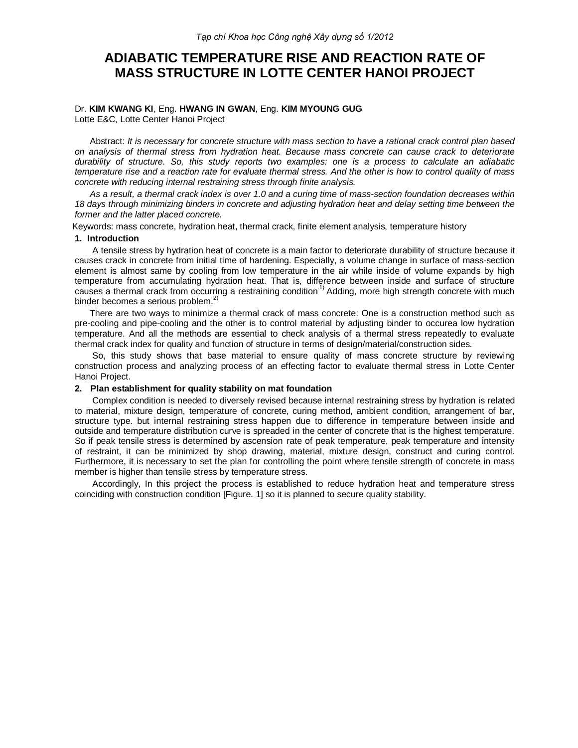# ADIABATIC TEMPERATURE RISE AND REACTION RATE OF MASS STRUCTURE IN LOTTE CENTER HANOI PROJECT

Dr. **KIM KWANG KI**, Eng. **HWANG IN GWAN**, Eng. **KIM MYOUNG GUG**
Lotte E&C, Lotte Center Hanoi Project

Abstract: *It is necessary for concrete structure with mass section to have a rational crack control plan based on analysis of thermal stress from hydration heat. Because mass concrete can cause crack to deteriorate durability of structure. So, this study reports two examples: one is a process to calculate an adiabatic temperature rise and a reaction rate for evaluate thermal stress. And the other is how to control quality of mass concrete with reducing internal restraining stress through finite analysis.*

*As a result, a thermal crack index is over 1.0 and a curing time of mass-section foundation decreases within 18 days through minimizing binders in concrete and adjusting hydration heat and delay setting time between the former and the latter placed concrete.*

Keywords: mass concrete, hydration heat, thermal crack, finite element analysis, temperature history

## 1. Introduction

A tensile stress by hydration heat of concrete is a main factor to deteriorate durability of structure because it causes crack in concrete from initial time of hardening. Especially, a volume change in surface of mass-section element is almost same by cooling from low temperature in the air while inside of volume expands by high temperature from accumulating hydration heat. That is, difference between inside and surface of structure causes a thermal crack from occurring a restraining condition.[1] Adding, more high strength concrete with much binder becomes a serious problem.[2]

There are two ways to minimize a thermal crack of mass concrete: One is a construction method such as pre-cooling and pipe-cooling and the other is to control material by adjusting binder to occurea low hydration temperature. And all the methods are essential to check analysis of a thermal stress repeatedly to evaluate thermal crack index for quality and function of structure in terms of design/material/construction sides.

So, this study shows that base material to ensure quality of mass concrete structure by reviewing construction process and analyzing process of an effecting factor to evaluate thermal stress in Lotte Center Hanoi Project.

## 2. Plan establishment for quality stability on mat foundation

Complex condition is needed to diversely revised because internal restraining stress by hydration is related to material, mixture design, temperature of concrete, curing method, ambient condition, arrangement of bar, structure type. but internal restraining stress happen due to difference in temperature between inside and outside and temperature distribution curve is spreaded in the center of concrete that is the highest temperature. So if peak tensile stress is determined by ascension rate of peak temperature, peak temperature and intensity of restraint, it can be minimized by shop drawing, material, mixture design, construct and curing control. Furthermore, it is necessary to set the plan for controlling the point where tensile strength of concrete in mass member is higher than tensile stress by temperature stress.

Accordingly, In this project the process is established to reduce hydration heat and temperature stress coinciding with construction condition [Figure. 1] so it is planned to secure quality stability.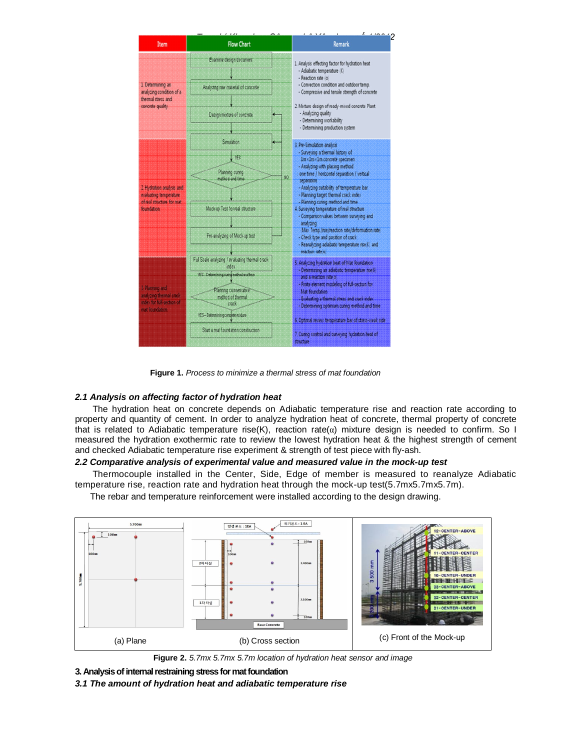| Item | Flow Chart | Remark |
|---|---|---|
| 1. Determining an analyzing condition of a thermal stress and concrete quality | Examine design document → Analyzing raw material of concrete → Design mixture of concrete | 1. Analysis effecting factor for hydration heat<br>- Adiabatic temperature (K)<br>- Reaction rate (α)<br>- Convection condition and outdoor temp<br>- Compressive and tensile strength of concrete<br>2. Mixture design of ready-mixed concrete Plant<br>- Analyzing quality<br>- Determining workability<br>- Determining production system |
| 2. Hydration analysis and evaluating temperature of real structure for mat foundation | Simulation → YES → Planning curing method and time (NO) → Mock-up Test for real structure → Pre-analyzing of Mock-up test | 3. Pre-Simulation analysis<br>- Surveying a thermal history of 1m×1m×1m concrete specimen<br>- Analyzing with placing method one time / horizontal separation / vertical separation<br>- Analyzing suitability of temperature bar<br>- Planning target thermal crack index<br>- Planning curing method and time<br>4. Surveying temperature of real structure<br>- Comparison values between surveying and analyzing<br>(Max Temp./rise/reaction rate/deformation rate)<br>- Check type and position of crack<br>- Reanalyzing adiabatic temperature rise(K) and reaction rate(α) |
| 3. Planning and analyzing thermal crack index for full-section of mat foundation | Full Scale analyzing / evaluating thermal crack index → YES - Determining curing method and time → Planning conservative method of thermal crack → YES - Determining concrete mixture → Start a mat foundation construction | 5. Analyzing hydration heat of Mat foundation<br>- Determining an adiabatic temperature rise(K) and a reaction rate(α)<br>- Finite element modeling of full-section for Mat foundation<br>- Evaluating a thermal stress and crack index<br>- Determining optimum curing method and time<br>6. Optimal review temperature bar of steel-vessel side<br>7. Curing control and surveying hydration heat of structure |

**Figure 1.** *Process to minimize a thermal stress of mat foundation*

### *2.1 Analysis on affecting factor of hydration heat*

The hydration heat on concrete depends on Adiabatic temperature rise and reaction rate according to property and quantity of cement. In order to analyze hydration heat of concrete, thermal property of concrete that is related to Adiabatic temperature rise(K), reaction rate($\alpha$) mixture design is needed to confirm. So I measured the hydration exothermic rate to review the lowest hydration heat & the highest strength of cement and checked Adiabatic temperature rise experiment & strength of test piece with fly-ash.

### *2.2 Comparative analysis of experimental value and measured value in the mock-up test*

Thermocouple installed in the Center, Side, Edge of member is measured to reanalyze Adiabatic temperature rise, reaction rate and hydration heat through the mock-up test(5.7mx5.7mx5.7m).

The rebar and temperature reinforcement were installed according to the design drawing.

(a) Plane (b) Cross section (c) Front of the Mock-up

**Figure 2.** *5.7mx 5.7mx 5.7m location of hydration heat sensor and image*

## 3. Analysis of internal restraining stress for mat foundation

### *3.1 The amount of hydration heat and adiabatic temperature rise*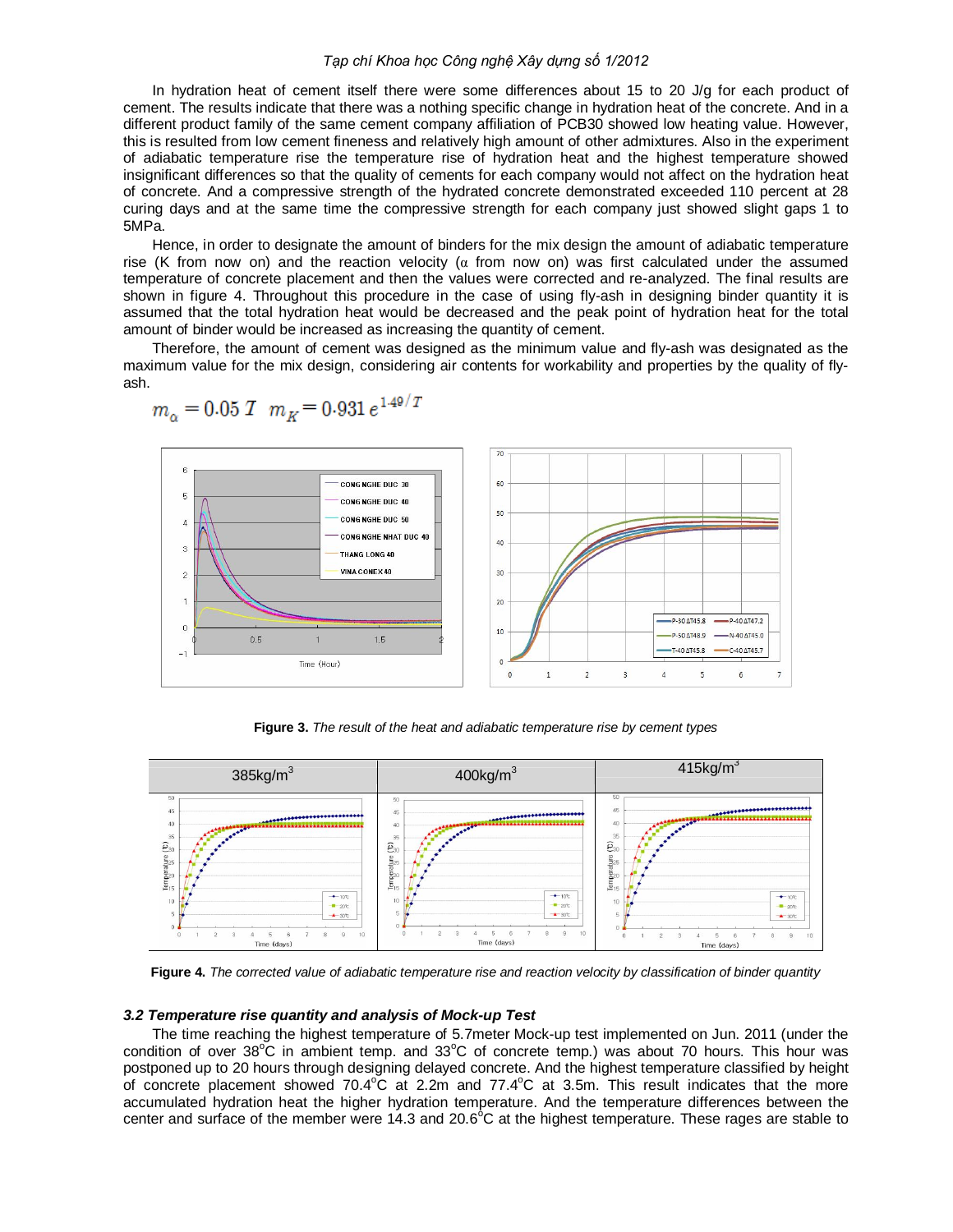In hydration heat of cement itself there were some differences about 15 to 20 J/g for each product of cement. The results indicate that there was a nothing specific change in hydration heat of the concrete. And in a different product family of the same cement company affiliation of PCB30 showed low heating value. However, this is resulted from low cement fineness and relatively high amount of other admixtures. Also in the experiment of adiabatic temperature rise the temperature rise of hydration heat and the highest temperature showed insignificant differences so that the quality of cements for each company would not affect on the hydration heat of concrete. And a compressive strength of the hydrated concrete demonstrated exceeded 110 percent at 28 curing days and at the same time the compressive strength for each company just showed slight gaps 1 to 5MPa.

Hence, in order to designate the amount of binders for the mix design the amount of adiabatic temperature rise (K from now on) and the reaction velocity (α from now on) was first calculated under the assumed temperature of concrete placement and then the values were corrected and re-analyzed. The final results are shown in figure 4. Throughout this procedure in the case of using fly-ash in designing binder quantity it is assumed that the total hydration heat would be decreased and the peak point of hydration heat for the total amount of binder would be increased as increasing the quantity of cement.

Therefore, the amount of cement was designed as the minimum value and fly-ash was designated as the maximum value for the mix design, considering air contents for workability and properties by the quality of fly-ash.

$$m_{\alpha} = 0.05\,T \quad m_K = 0.931\,e^{1.49/T}$$

**Figure 3.** *The result of the heat and adiabatic temperature rise by cement types*

**Figure 4.** *The corrected value of adiabatic temperature rise and reaction velocity by classification of binder quantity*

### *3.2 Temperature rise quantity and analysis of Mock-up Test*

The time reaching the highest temperature of 5.7meter Mock-up test implemented on Jun. 2011 (under the condition of over 38°C in ambient temp. and 33°C of concrete temp.) was about 70 hours. This hour was postponed up to 20 hours through designing delayed concrete. And the highest temperature classified by height of concrete placement showed 70.4°C at 2.2m and 77.4°C at 3.5m. This result indicates that the more accumulated hydration heat the higher hydration temperature. And the temperature differences between the center and surface of the member were 14.3 and 20.6°C at the highest temperature. These rages are stable to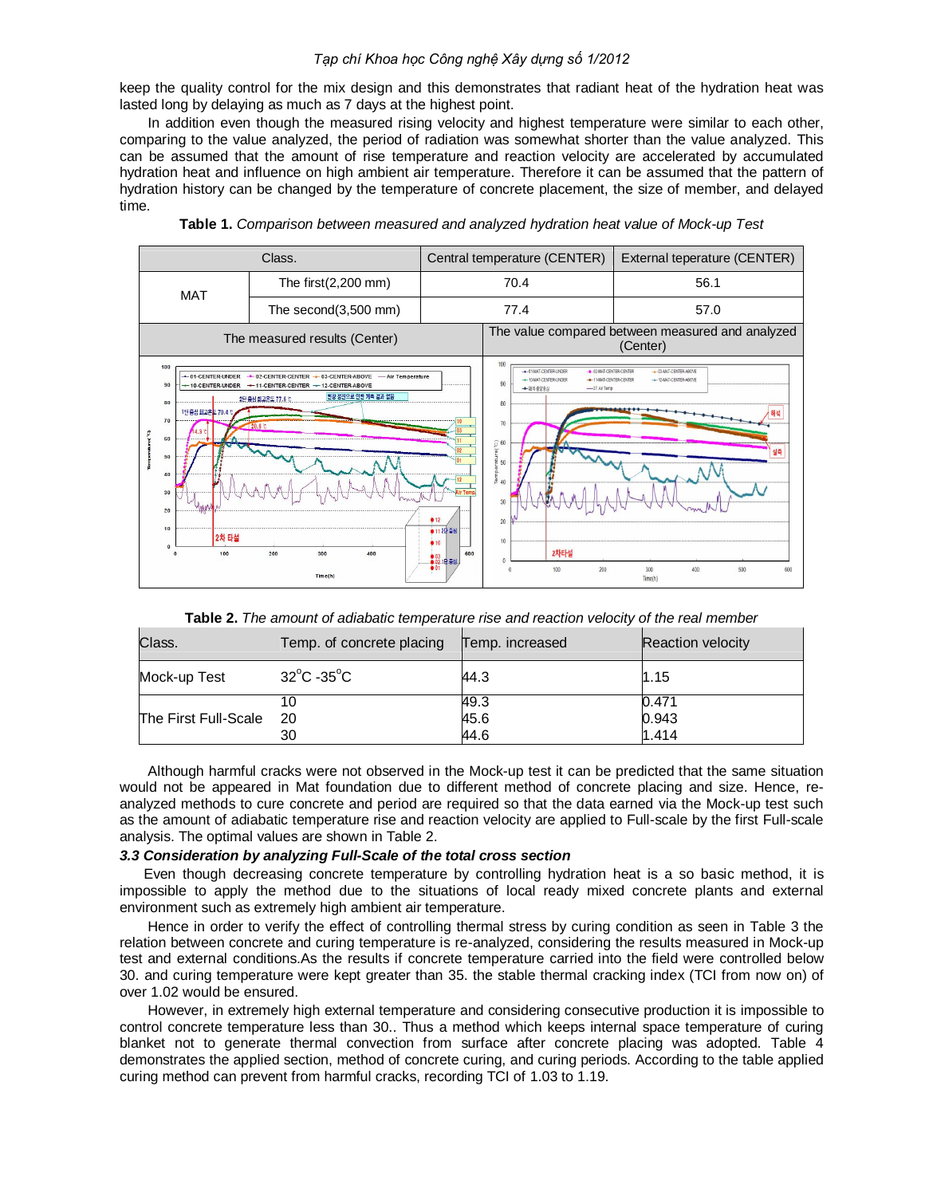keep the quality control for the mix design and this demonstrates that radiant heat of the hydration heat was lasted long by delaying as much as 7 days at the highest point.

In addition even though the measured rising velocity and highest temperature were similar to each other, comparing to the value analyzed, the period of radiation was somewhat shorter than the value analyzed. This can be assumed that the amount of rise temperature and reaction velocity are accelerated by accumulated hydration heat and influence on high ambient air temperature. Therefore it can be assumed that the pattern of hydration history can be changed by the temperature of concrete placement, the size of member, and delayed time.

**Table 1.** *Comparison between measured and analyzed hydration heat value of Mock-up Test*

| Class. | | Central temperature (CENTER) | External teperature (CENTER) |
|---|---|---|---|
| MAT | The first(2,200 mm) | 70.4 | 56.1 |
| | The second(3,500 mm) | 77.4 | 57.0 |
| The measured results (Center) | | The value compared between measured and analyzed (Center) | |

**Table 2.** *The amount of adiabatic temperature rise and reaction velocity of the real member*

| Class. | Temp. of concrete placing | Temp. increased | Reaction velocity |
|---|---|---|---|
| Mock-up Test | 32°C -35°C | 44.3 | 1.15 |
| The First Full-Scale | 10 | 49.3 | 0.471 |
| | 20 | 45.6 | 0.943 |
| | 30 | 44.6 | 1.414 |

Although harmful cracks were not observed in the Mock-up test it can be predicted that the same situation would not be appeared in Mat foundation due to different method of concrete placing and size. Hence, re-analyzed methods to cure concrete and period are required so that the data earned via the Mock-up test such as the amount of adiabatic temperature rise and reaction velocity are applied to Full-scale by the first Full-scale analysis. The optimal values are shown in Table 2.

### *3.3 Consideration by analyzing Full-Scale of the total cross section*

Even though decreasing concrete temperature by controlling hydration heat is a so basic method, it is impossible to apply the method due to the situations of local ready mixed concrete plants and external environment such as extremely high ambient air temperature.

Hence in order to verify the effect of controlling thermal stress by curing condition as seen in Table 3 the relation between concrete and curing temperature is re-analyzed, considering the results measured in Mock-up test and external conditions.As the results if concrete temperature carried into the field were controlled below 30. and curing temperature were kept greater than 35. the stable thermal cracking index (TCI from now on) of over 1.02 would be ensured.

However, in extremely high external temperature and considering consecutive production it is impossible to control concrete temperature less than 30.. Thus a method which keeps internal space temperature of curing blanket not to generate thermal convection from surface after concrete placing was adopted. Table 4 demonstrates the applied section, method of concrete curing, and curing periods. According to the table applied curing method can prevent from harmful cracks, recording TCI of 1.03 to 1.19.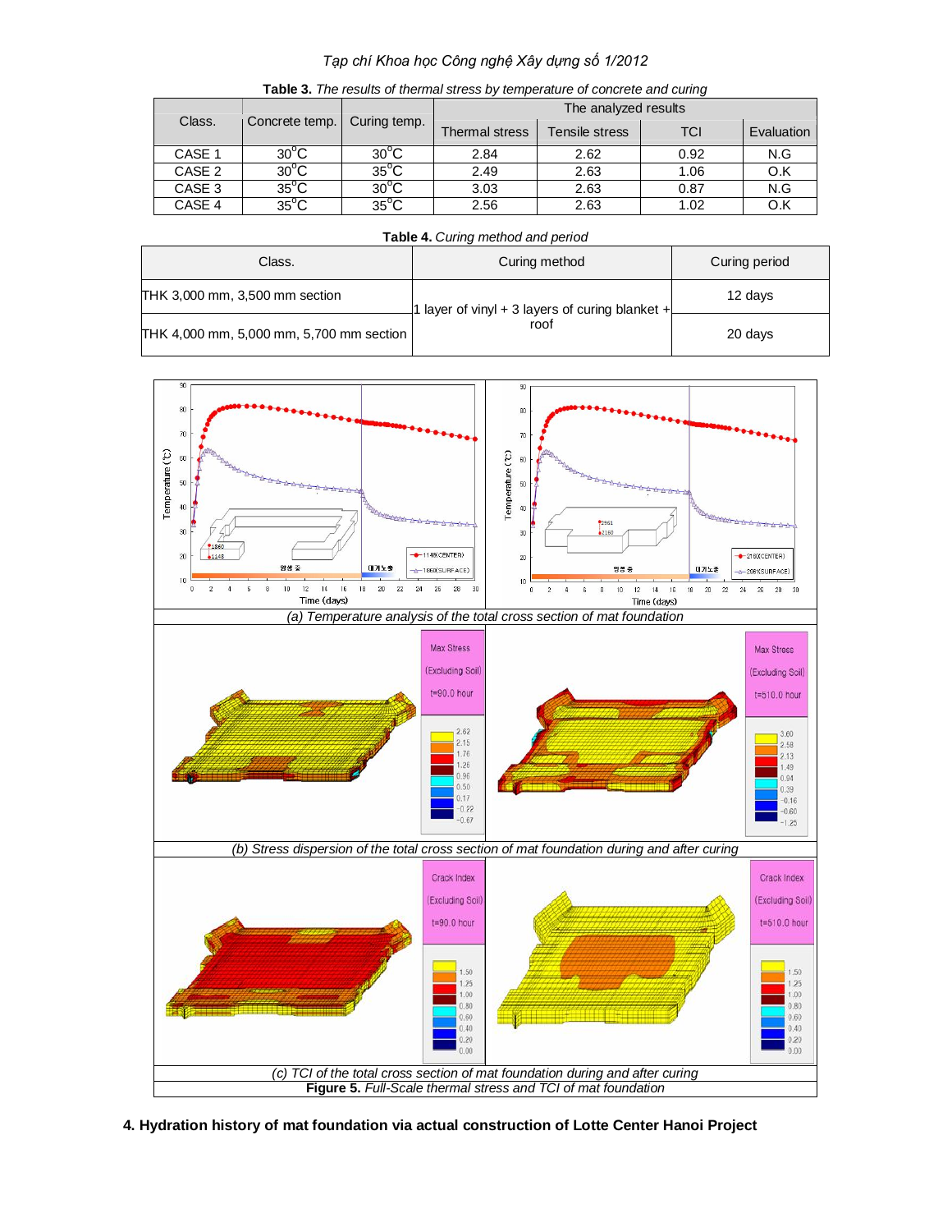**Table 3.** *The results of thermal stress by temperature of concrete and curing*

| Class. | Concrete temp. | Curing temp. | The analyzed results | | | |
|---|---|---|---|---|---|---|
| | | | Thermal stress | Tensile stress | TCI | Evaluation |
| CASE 1 | 30°C | 30°C | 2.84 | 2.62 | 0.92 | N.G |
| CASE 2 | 30°C | 35°C | 2.49 | 2.63 | 1.06 | O.K |
| CASE 3 | 35°C | 30°C | 3.03 | 2.63 | 0.87 | N.G |
| CASE 4 | 35°C | 35°C | 2.56 | 2.63 | 1.02 | O.K |

**Table 4.** *Curing method and period*

| Class. | Curing method | Curing period |
|---|---|---|
| THK 3,000 mm, 3,500 mm section | 1 layer of vinyl + 3 layers of curing blanket + roof | 12 days |
| THK 4,000 mm, 5,000 mm, 5,700 mm section | | 20 days |

*(a) Temperature analysis of the total cross section of mat foundation*

*(b) Stress dispersion of the total cross section of mat foundation during and after curing*

*(c) TCI of the total cross section of mat foundation during and after curing*

**Figure 5.** *Full-Scale thermal stress and TCI of mat foundation*

**4. Hydration history of mat foundation via actual construction of Lotte Center Hanoi Project**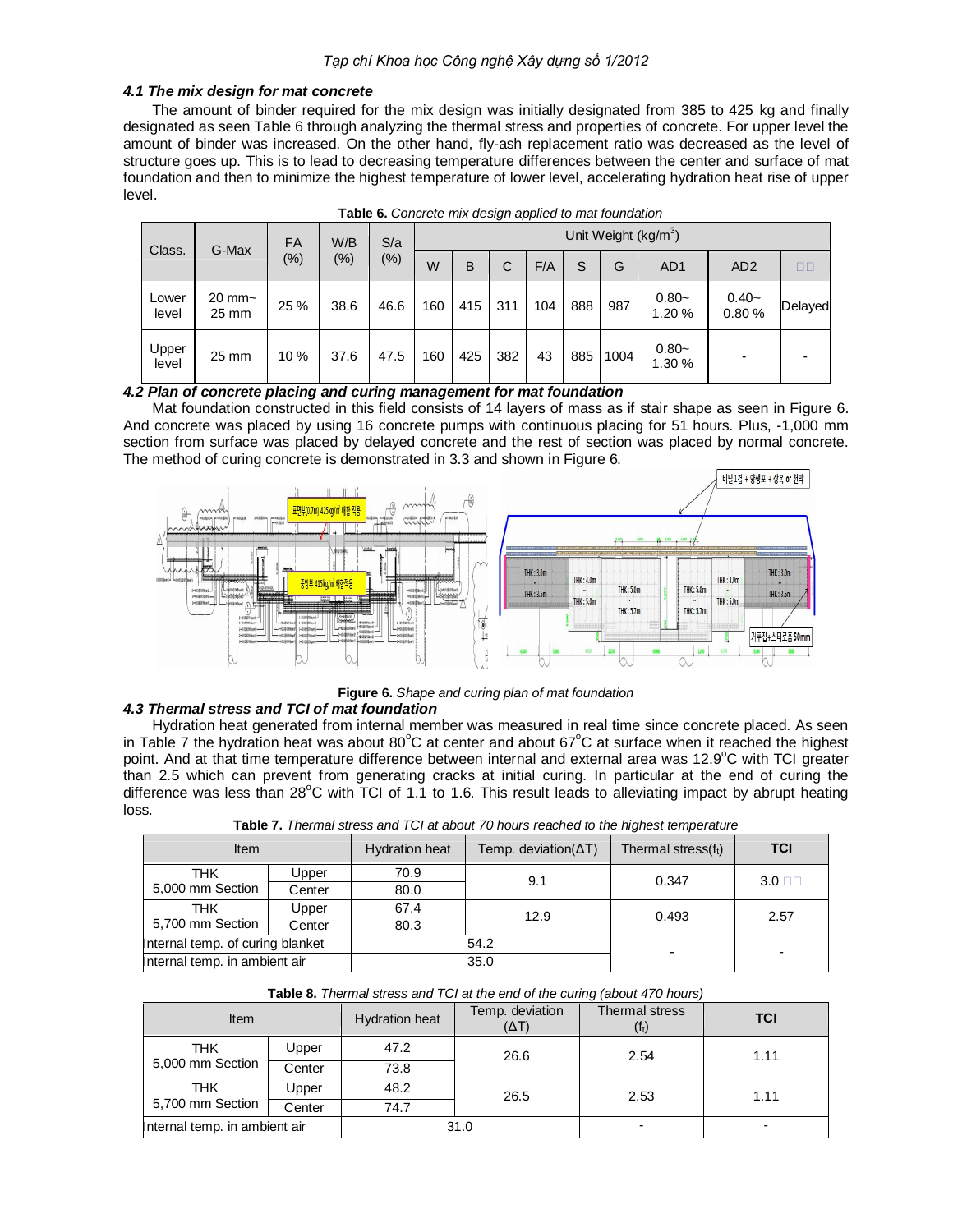### 4.1 The mix design for mat concrete

The amount of binder required for the mix design was initially designated from 385 to 425 kg and finally designated as seen Table 6 through analyzing the thermal stress and properties of concrete. For upper level the amount of binder was increased. On the other hand, fly-ash replacement ratio was decreased as the level of structure goes up. This is to lead to decreasing temperature differences between the center and surface of mat foundation and then to minimize the highest temperature of lower level, accelerating hydration heat rise of upper level.

**Table 6.** *Concrete mix design applied to mat foundation*

| Class. | G-Max | FA (%) | W/B (%) | S/a (%) | Unit Weight (kg/m³) | | | | | | | | |
|---|---|---|---|---|---|---|---|---|---|---|---|---|---|
| | | | | | W | B | C | F/A | S | G | AD1 | AD2 | □□ |
| Lower level | 20 mm~ 25 mm | 25 % | 38.6 | 46.6 | 160 | 415 | 311 | 104 | 888 | 987 | 0.80~ 1.20 % | 0.40~ 0.80 % | Delayed |
| Upper level | 25 mm | 10 % | 37.6 | 47.5 | 160 | 425 | 382 | 43 | 885 | 1004 | 0.80~ 1.30 % | - | - |

### 4.2 Plan of concrete placing and curing management for mat foundation

Mat foundation constructed in this field consists of 14 layers of mass as if stair shape as seen in Figure 6. And concrete was placed by using 16 concrete pumps with continuous placing for 51 hours. Plus, -1,000 mm section from surface was placed by delayed concrete and the rest of section was placed by normal concrete. The method of curing concrete is demonstrated in 3.3 and shown in Figure 6.

**Figure 6.** *Shape and curing plan of mat foundation*

### 4.3 Thermal stress and TCI of mat foundation

Hydration heat generated from internal member was measured in real time since concrete placed. As seen in Table 7 the hydration heat was about 80°C at center and about 67°C at surface when it reached the highest point. And at that time temperature difference between internal and external area was 12.9°C with TCI greater than 2.5 which can prevent from generating cracks at initial curing. In particular at the end of curing the difference was less than 28°C with TCI of 1.1 to 1.6. This result leads to alleviating impact by abrupt heating loss.

**Table 7.** *Thermal stress and TCI at about 70 hours reached to the highest temperature*

| Item | | Hydration heat | Temp. deviation(ΔT) | Thermal stress($f_t$) | TCI |
|---|---|---|---|---|---|
| THK 5,000 mm Section | Upper | 70.9 | 9.1 | 0.347 | 3.0 □□ |
| | Center | 80.0 | | | |
| THK 5,700 mm Section | Upper | 67.4 | 12.9 | 0.493 | 2.57 |
| | Center | 80.3 | | | |
| Internal temp. of curing blanket | | 54.2 | | - | - |
| Internal temp. in ambient air | | 35.0 | | | |

**Table 8.** *Thermal stress and TCI at the end of the curing (about 470 hours)*

| Item | | Hydration heat | Temp. deviation (ΔT) | Thermal stress ($f_t$) | TCI |
|---|---|---|---|---|---|
| THK 5,000 mm Section | Upper | 47.2 | 26.6 | 2.54 | 1.11 |
| | Center | 73.8 | | | |
| THK 5,700 mm Section | Upper | 48.2 | 26.5 | 2.53 | 1.11 |
| | Center | 74.7 | | | |
| Internal temp. in ambient air | | 31.0 | | - | - |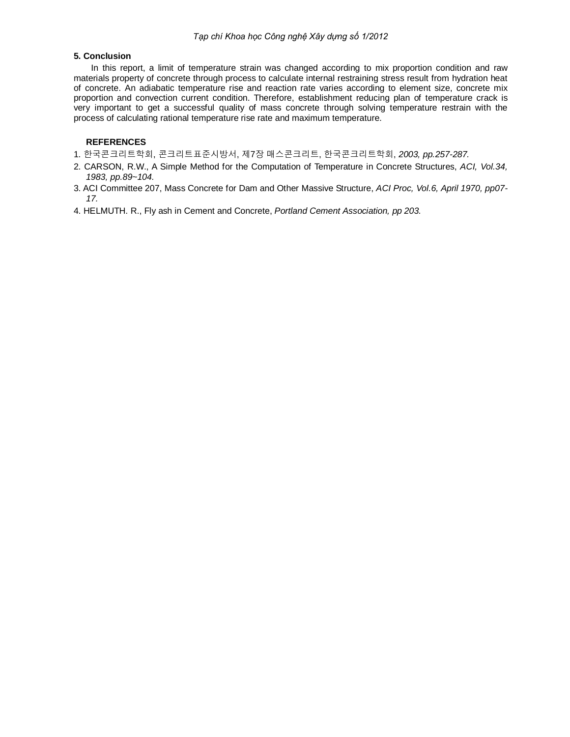## 5. Conclusion

In this report, a limit of temperature strain was changed according to mix proportion condition and raw materials property of concrete through process to calculate internal restraining stress result from hydration heat of concrete. An adiabatic temperature rise and reaction rate varies according to element size, concrete mix proportion and convection current condition. Therefore, establishment reducing plan of temperature crack is very important to get a successful quality of mass concrete through solving temperature restrain with the process of calculating rational temperature rise rate and maximum temperature.

## REFERENCES

1. 한국콘크리트학회, 콘크리트표준시방서, 제7장 매스콘크리트, 한국콘크리트학회, *2003, pp.257-287.*
2. CARSON, R.W., A Simple Method for the Computation of Temperature in Concrete Structures, *ACI, Vol.34, 1983, pp.89~104.*
3. ACI Committee 207, Mass Concrete for Dam and Other Massive Structure, *ACI Proc, Vol.6, April 1970, pp07-17.*
4. HELMUTH. R., Fly ash in Cement and Concrete, *Portland Cement Association, pp 203.*